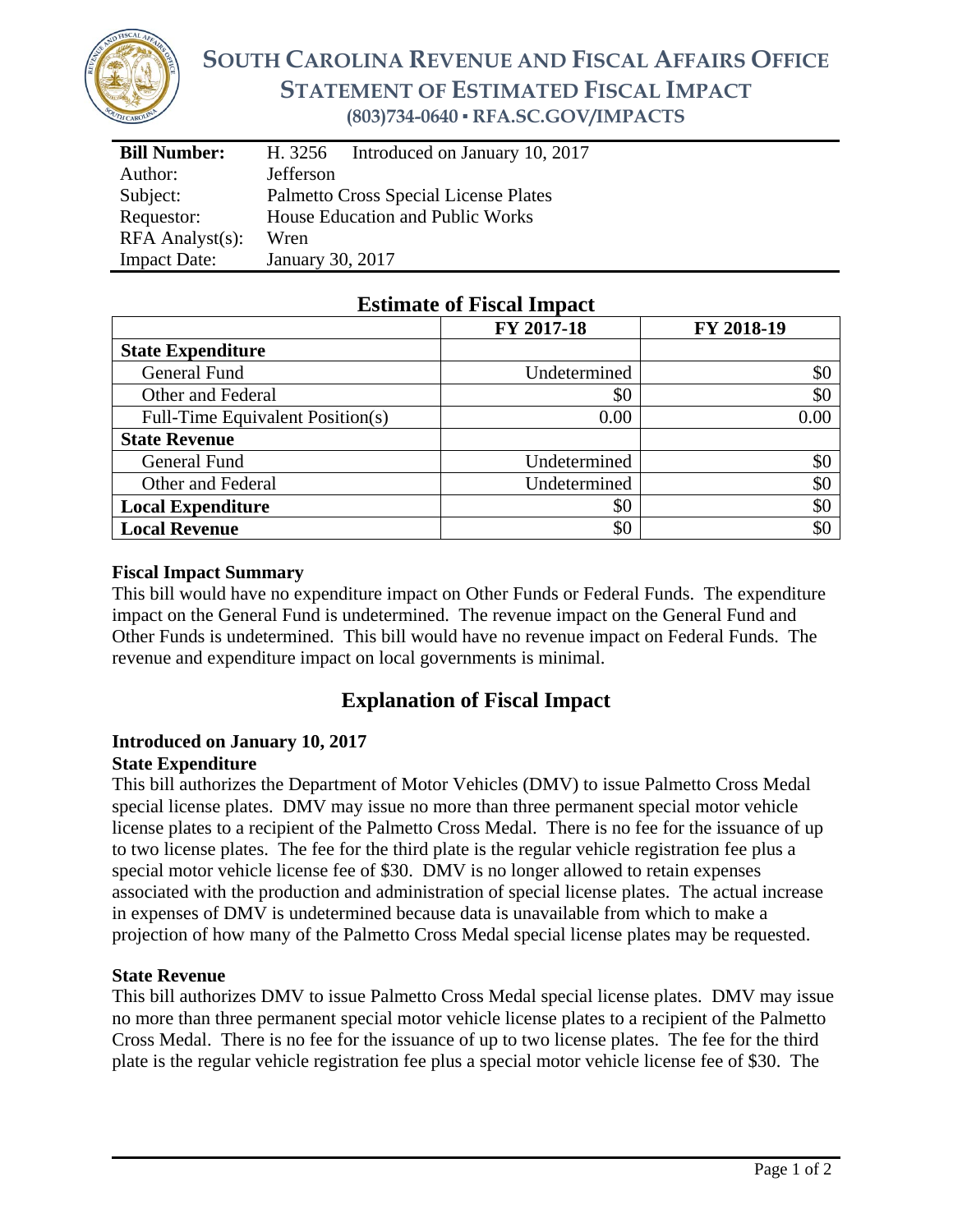# SOUTH CAROLINA REVENUE AND FISCAL AFFAIRS OFFICE
## STATEMENT OF ESTIMATED FISCAL IMPACT
**(803)734-0640 ▪ RFA.SC.GOV/IMPACTS**

| | |
|---|---|
| **Bill Number:** | H. 3256 Introduced on January 10, 2017 |
| Author: | Jefferson |
| Subject: | Palmetto Cross Special License Plates |
| Requestor: | House Education and Public Works |
| RFA Analyst(s): | Wren |
| Impact Date: | January 30, 2017 |

## Estimate of Fiscal Impact

| | FY 2017-18 | FY 2018-19 |
|---|---|---|
| **State Expenditure** | | |
| General Fund | Undetermined | $0 |
| Other and Federal | $0 | $0 |
| Full-Time Equivalent Position(s) | 0.00 | 0.00 |
| **State Revenue** | | |
| General Fund | Undetermined | $0 |
| Other and Federal | Undetermined | $0 |
| **Local Expenditure** | $0 | $0 |
| **Local Revenue** | $0 | $0 |

### Fiscal Impact Summary

This bill would have no expenditure impact on Other Funds or Federal Funds. The expenditure impact on the General Fund is undetermined. The revenue impact on the General Fund and Other Funds is undetermined. This bill would have no revenue impact on Federal Funds. The revenue and expenditure impact on local governments is minimal.

## Explanation of Fiscal Impact

### Introduced on January 10, 2017

#### State Expenditure

This bill authorizes the Department of Motor Vehicles (DMV) to issue Palmetto Cross Medal special license plates. DMV may issue no more than three permanent special motor vehicle license plates to a recipient of the Palmetto Cross Medal. There is no fee for the issuance of up to two license plates. The fee for the third plate is the regular vehicle registration fee plus a special motor vehicle license fee of $30. DMV is no longer allowed to retain expenses associated with the production and administration of special license plates. The actual increase in expenses of DMV is undetermined because data is unavailable from which to make a projection of how many of the Palmetto Cross Medal special license plates may be requested.

#### State Revenue

This bill authorizes DMV to issue Palmetto Cross Medal special license plates. DMV may issue no more than three permanent special motor vehicle license plates to a recipient of the Palmetto Cross Medal. There is no fee for the issuance of up to two license plates. The fee for the third plate is the regular vehicle registration fee plus a special motor vehicle license fee of $30. The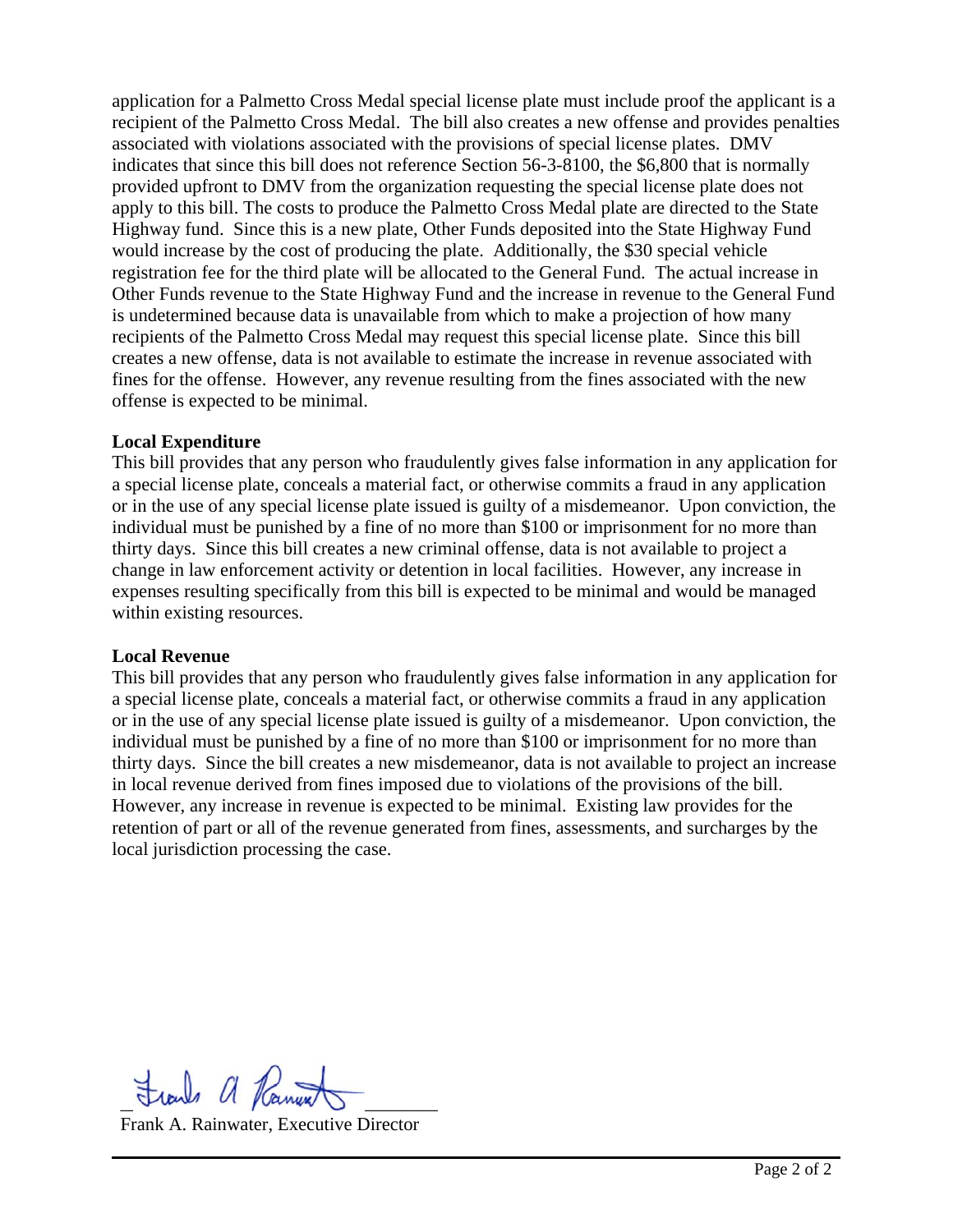application for a Palmetto Cross Medal special license plate must include proof the applicant is a recipient of the Palmetto Cross Medal. The bill also creates a new offense and provides penalties associated with violations associated with the provisions of special license plates. DMV indicates that since this bill does not reference Section 56-3-8100, the $6,800 that is normally provided upfront to DMV from the organization requesting the special license plate does not apply to this bill. The costs to produce the Palmetto Cross Medal plate are directed to the State Highway fund. Since this is a new plate, Other Funds deposited into the State Highway Fund would increase by the cost of producing the plate. Additionally, the $30 special vehicle registration fee for the third plate will be allocated to the General Fund. The actual increase in Other Funds revenue to the State Highway Fund and the increase in revenue to the General Fund is undetermined because data is unavailable from which to make a projection of how many recipients of the Palmetto Cross Medal may request this special license plate. Since this bill creates a new offense, data is not available to estimate the increase in revenue associated with fines for the offense. However, any revenue resulting from the fines associated with the new offense is expected to be minimal.

**Local Expenditure**

This bill provides that any person who fraudulently gives false information in any application for a special license plate, conceals a material fact, or otherwise commits a fraud in any application or in the use of any special license plate issued is guilty of a misdemeanor. Upon conviction, the individual must be punished by a fine of no more than $100 or imprisonment for no more than thirty days. Since this bill creates a new criminal offense, data is not available to project a change in law enforcement activity or detention in local facilities. However, any increase in expenses resulting specifically from this bill is expected to be minimal and would be managed within existing resources.

**Local Revenue**

This bill provides that any person who fraudulently gives false information in any application for a special license plate, conceals a material fact, or otherwise commits a fraud in any application or in the use of any special license plate issued is guilty of a misdemeanor. Upon conviction, the individual must be punished by a fine of no more than $100 or imprisonment for no more than thirty days. Since the bill creates a new misdemeanor, data is not available to project an increase in local revenue derived from fines imposed due to violations of the provisions of the bill. However, any increase in revenue is expected to be minimal. Existing law provides for the retention of part or all of the revenue generated from fines, assessments, and surcharges by the local jurisdiction processing the case.

Frank A. Rainwater, Executive Director